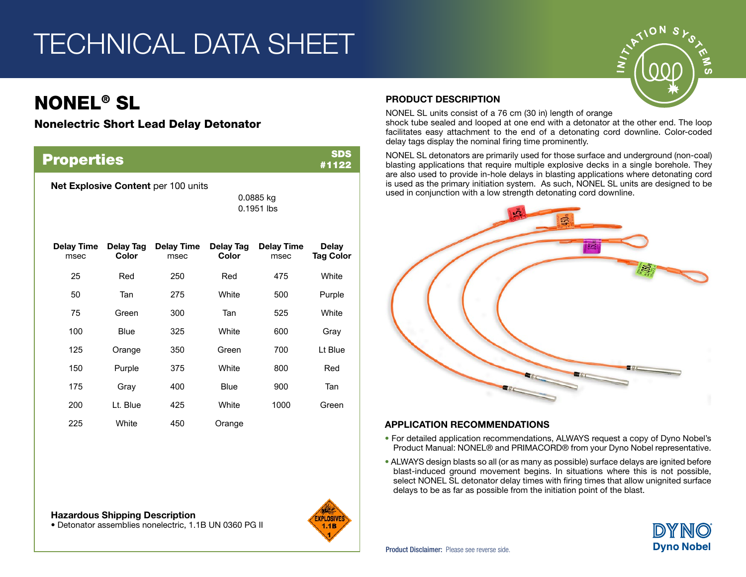# TECHNICAL DATA SHEET

## NONEL® SL

### Nonelectric Short Lead Delay Detonator

## Properties

SDS #1122

**Net Explosive Content** per 100 units

0.0885 kg
0.1951 lbs

| Delay Time msec | Delay Tag Color | Delay Time msec | Delay Tag Color | Delay Time msec | Delay Tag Color |
|---|---|---|---|---|---|
| 25 | Red | 250 | Red | 475 | White |
| 50 | Tan | 275 | White | 500 | Purple |
| 75 | Green | 300 | Tan | 525 | White |
| 100 | Blue | 325 | White | 600 | Gray |
| 125 | Orange | 350 | Green | 700 | Lt Blue |
| 150 | Purple | 375 | White | 800 | Red |
| 175 | Gray | 400 | Blue | 900 | Tan |
| 200 | Lt. Blue | 425 | White | 1000 | Green |
| 225 | White | 450 | Orange | | |

**Hazardous Shipping Description**

- Detonator assemblies nonelectric, 1.1B UN 0360 PG II

### PRODUCT DESCRIPTION

NONEL SL units consist of a 76 cm (30 in) length of orange shock tube sealed and looped at one end with a detonator at the other end. The loop facilitates easy attachment to the end of a detonating cord downline. Color-coded delay tags display the nominal firing time prominently.

NONEL SL detonators are primarily used for those surface and underground (non-coal) blasting applications that require multiple explosive decks in a single borehole. They are also used to provide in-hole delays in blasting applications where detonating cord is used as the primary initiation system. As such, NONEL SL units are designed to be used in conjunction with a low strength detonating cord downline.

### APPLICATION RECOMMENDATIONS

- For detailed application recommendations, ALWAYS request a copy of Dyno Nobel's Product Manual: NONEL® and PRIMACORD® from your Dyno Nobel representative.
- ALWAYS design blasts so all (or as many as possible) surface delays are ignited before blast-induced ground movement begins. In situations where this is not possible, select NONEL SL detonator delay times with firing times that allow unignited surface delays to be as far as possible from the initiation point of the blast.

**Product Disclaimer:** Please see reverse side.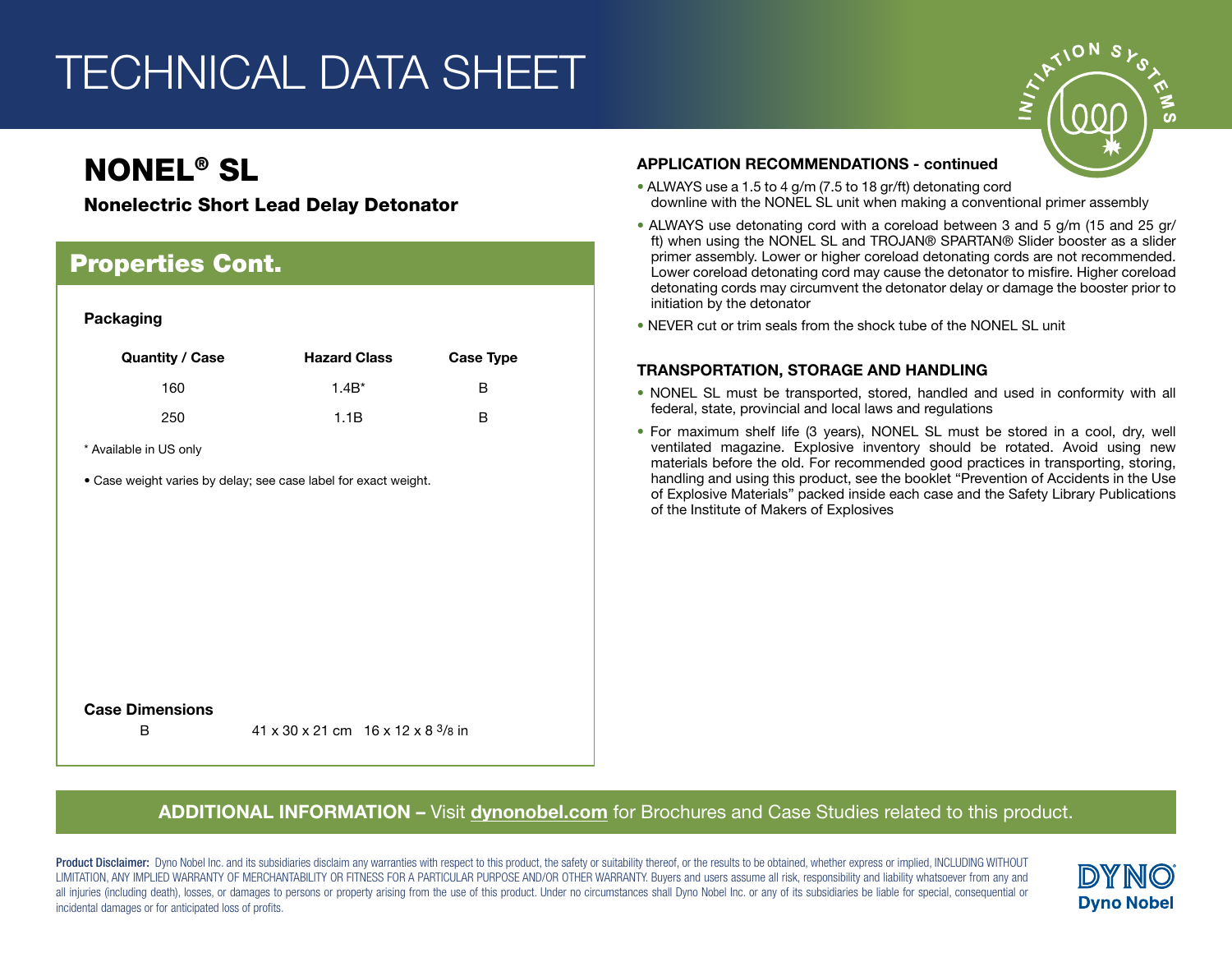# TECHNICAL DATA SHEET

## NONEL® SL

**Nonelectric Short Lead Delay Detonator**

## Properties Cont.

**Packaging**

| Quantity / Case | Hazard Class | Case Type |
|---|---|---|
| 160 | 1.4B* | B |
| 250 | 1.1B | B |

* Available in US only

- Case weight varies by delay; see case label for exact weight.

**Case Dimensions**

B 41 x 30 x 21 cm 16 x 12 x 8 3/8 in

### APPLICATION RECOMMENDATIONS - continued

- ALWAYS use a 1.5 to 4 g/m (7.5 to 18 gr/ft) detonating cord downline with the NONEL SL unit when making a conventional primer assembly
- ALWAYS use detonating cord with a coreload between 3 and 5 g/m (15 and 25 gr/ft) when using the NONEL SL and TROJAN® SPARTAN® Slider booster as a slider primer assembly. Lower or higher coreload detonating cords are not recommended. Lower coreload detonating cord may cause the detonator to misfire. Higher coreload detonating cords may circumvent the detonator delay or damage the booster prior to initiation by the detonator
- NEVER cut or trim seals from the shock tube of the NONEL SL unit

### TRANSPORTATION, STORAGE AND HANDLING

- NONEL SL must be transported, stored, handled and used in conformity with all federal, state, provincial and local laws and regulations
- For maximum shelf life (3 years), NONEL SL must be stored in a cool, dry, well ventilated magazine. Explosive inventory should be rotated. Avoid using new materials before the old. For recommended good practices in transporting, storing, handling and using this product, see the booklet "Prevention of Accidents in the Use of Explosive Materials" packed inside each case and the Safety Library Publications of the Institute of Makers of Explosives

**ADDITIONAL INFORMATION –** Visit **dynonobel.com** for Brochures and Case Studies related to this product.

**Product Disclaimer:** Dyno Nobel Inc. and its subsidiaries disclaim any warranties with respect to this product, the safety or suitability thereof, or the results to be obtained, whether express or implied, INCLUDING WITHOUT LIMITATION, ANY IMPLIED WARRANTY OF MERCHANTABILITY OR FITNESS FOR A PARTICULAR PURPOSE AND/OR OTHER WARRANTY. Buyers and users assume all risk, responsibility and liability whatsoever from any and all injuries (including death), losses, or damages to persons or property arising from the use of this product. Under no circumstances shall Dyno Nobel Inc. or any of its subsidiaries be liable for special, consequential or incidental damages or for anticipated loss of profits.